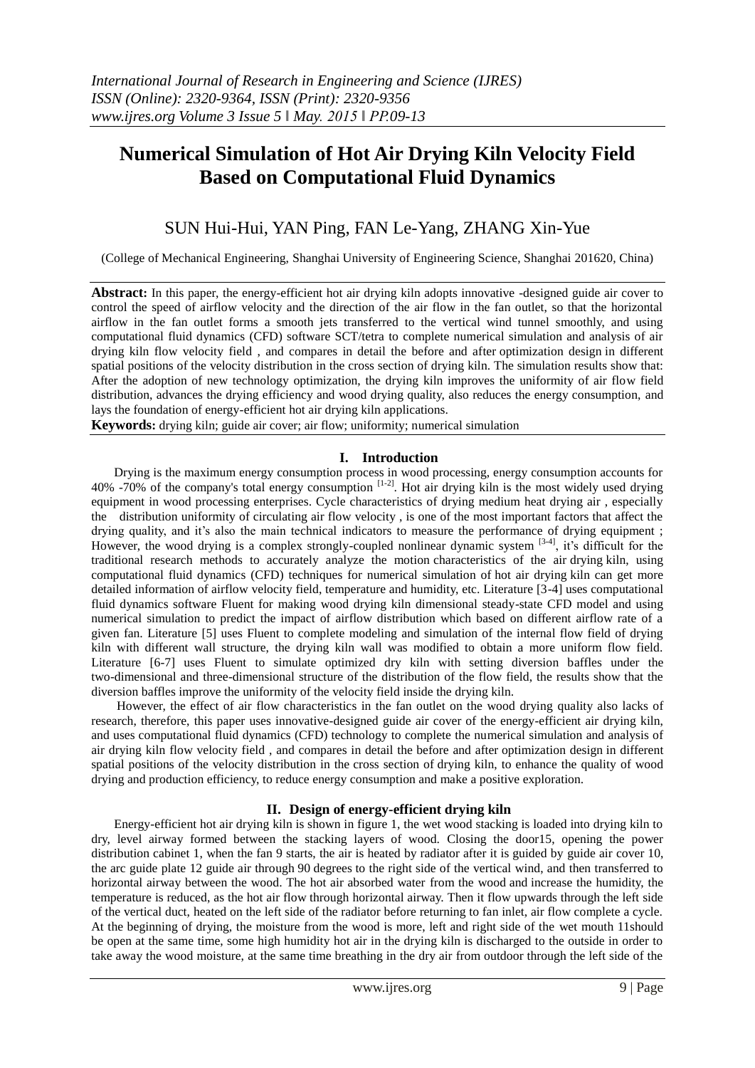# Numerical Simulation of Hot Air Drying Kiln Velocity Field Based on Computational Fluid Dynamics

SUN Hui-Hui, YAN Ping, FAN Le-Yang, ZHANG Xin-Yue

(College of Mechanical Engineering, Shanghai University of Engineering Science, Shanghai 201620, China)

**Abstract:** In this paper, the energy-efficient hot air drying kiln adopts innovative -designed guide air cover to control the speed of airflow velocity and the direction of the air flow in the fan outlet, so that the horizontal airflow in the fan outlet forms a smooth jets transferred to the vertical wind tunnel smoothly, and using computational fluid dynamics (CFD) software SCT/tetra to complete numerical simulation and analysis of air drying kiln flow velocity field , and compares in detail the before and after optimization design in different spatial positions of the velocity distribution in the cross section of drying kiln. The simulation results show that: After the adoption of new technology optimization, the drying kiln improves the uniformity of air flow field distribution, advances the drying efficiency and wood drying quality, also reduces the energy consumption, and lays the foundation of energy-efficient hot air drying kiln applications.

**Keywords:** drying kiln; guide air cover; air flow; uniformity; numerical simulation

## I. Introduction

Drying is the maximum energy consumption process in wood processing, energy consumption accounts for 40% -70% of the company's total energy consumption [1-2]. Hot air drying kiln is the most widely used drying equipment in wood processing enterprises. Cycle characteristics of drying medium heat drying air , especially the distribution uniformity of circulating air flow velocity , is one of the most important factors that affect the drying quality, and it's also the main technical indicators to measure the performance of drying equipment ; However, the wood drying is a complex strongly-coupled nonlinear dynamic system [3-4], it's difficult for the traditional research methods to accurately analyze the motion characteristics of the air drying kiln, using computational fluid dynamics (CFD) techniques for numerical simulation of hot air drying kiln can get more detailed information of airflow velocity field, temperature and humidity, etc. Literature [3-4] uses computational fluid dynamics software Fluent for making wood drying kiln dimensional steady-state CFD model and using numerical simulation to predict the impact of airflow distribution which based on different airflow rate of a given fan. Literature [5] uses Fluent to complete modeling and simulation of the internal flow field of drying kiln with different wall structure, the drying kiln wall was modified to obtain a more uniform flow field. Literature [6-7] uses Fluent to simulate optimized dry kiln with setting diversion baffles under the two-dimensional and three-dimensional structure of the distribution of the flow field, the results show that the diversion baffles improve the uniformity of the velocity field inside the drying kiln.

However, the effect of air flow characteristics in the fan outlet on the wood drying quality also lacks of research, therefore, this paper uses innovative-designed guide air cover of the energy-efficient air drying kiln, and uses computational fluid dynamics (CFD) technology to complete the numerical simulation and analysis of air drying kiln flow velocity field , and compares in detail the before and after optimization design in different spatial positions of the velocity distribution in the cross section of drying kiln, to enhance the quality of wood drying and production efficiency, to reduce energy consumption and make a positive exploration.

## II. Design of energy-efficient drying kiln

Energy-efficient hot air drying kiln is shown in figure 1, the wet wood stacking is loaded into drying kiln to dry, level airway formed between the stacking layers of wood. Closing the door15, opening the power distribution cabinet 1, when the fan 9 starts, the air is heated by radiator after it is guided by guide air cover 10, the arc guide plate 12 guide air through 90 degrees to the right side of the vertical wind, and then transferred to horizontal airway between the wood. The hot air absorbed water from the wood and increase the humidity, the temperature is reduced, as the hot air flow through horizontal airway. Then it flow upwards through the left side of the vertical duct, heated on the left side of the radiator before returning to fan inlet, air flow complete a cycle. At the beginning of drying, the moisture from the wood is more, left and right side of the wet mouth 11should be open at the same time, some high humidity hot air in the drying kiln is discharged to the outside in order to take away the wood moisture, at the same time breathing in the dry air from outdoor through the left side of the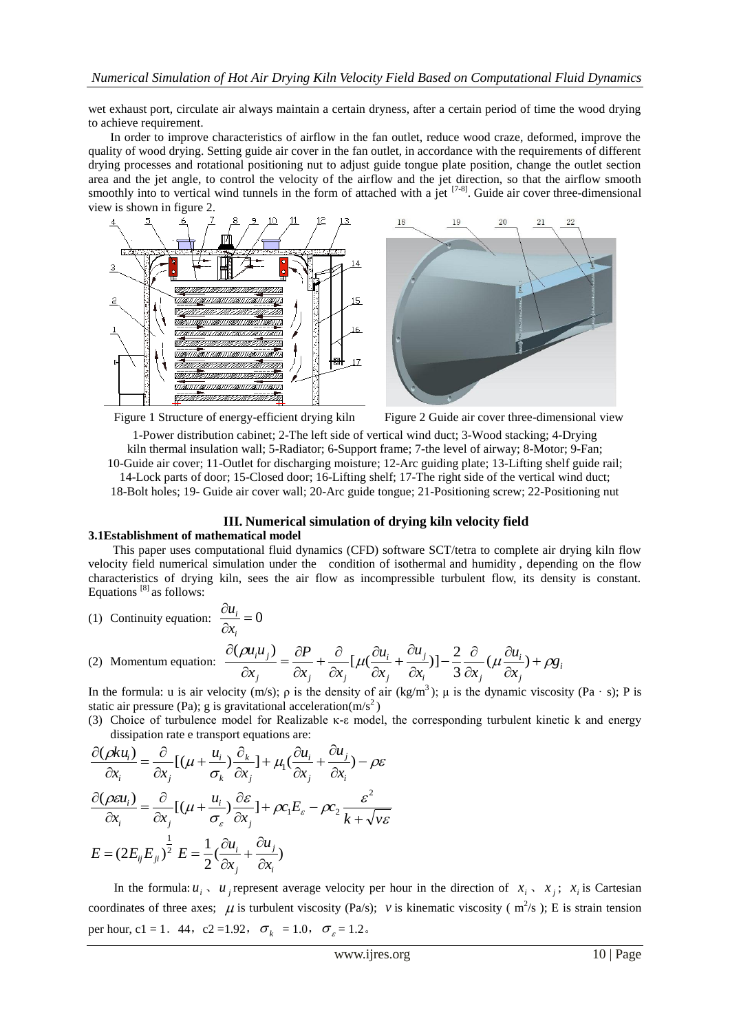wet exhaust port, circulate air always maintain a certain dryness, after a certain period of time the wood drying to achieve requirement.

In order to improve characteristics of airflow in the fan outlet, reduce wood craze, deformed, improve the quality of wood drying. Setting guide air cover in the fan outlet, in accordance with the requirements of different drying processes and rotational positioning nut to adjust guide tongue plate position, change the outlet section area and the jet angle, to control the velocity of the airflow and the jet direction, so that the airflow smooth smoothly into to vertical wind tunnels in the form of attached with a jet [7-8]. Guide air cover three-dimensional view is shown in figure 2.

Figure 1 Structure of energy-efficient drying kiln

Figure 2 Guide air cover three-dimensional view

1-Power distribution cabinet; 2-The left side of vertical wind duct; 3-Wood stacking; 4-Drying kiln thermal insulation wall; 5-Radiator; 6-Support frame; 7-the level of airway; 8-Motor; 9-Fan; 10-Guide air cover; 11-Outlet for discharging moisture; 12-Arc guiding plate; 13-Lifting shelf guide rail; 14-Lock parts of door; 15-Closed door; 16-Lifting shelf; 17-The right side of the vertical wind duct; 18-Bolt holes; 19- Guide air cover wall; 20-Arc guide tongue; 21-Positioning screw; 22-Positioning nut

## III. Numerical simulation of drying kiln velocity field

### 3.1Establishment of mathematical model

This paper uses computational fluid dynamics (CFD) software SCT/tetra to complete air drying kiln flow velocity field numerical simulation under the condition of isothermal and humidity , depending on the flow characteristics of drying kiln, sees the air flow as incompressible turbulent flow, its density is constant. Equations [8] as follows:

(1) Continuity equation: $\dfrac{\partial u_i}{\partial x_i} = 0$

(2) Momentum equation: $\dfrac{\partial(\rho u_i u_j)}{\partial x_j} = \dfrac{\partial P}{\partial x_j} + \dfrac{\partial}{\partial x_j}[\mu(\dfrac{\partial u_i}{\partial x_j} + \dfrac{\partial u_j}{\partial x_i})] - \dfrac{2}{3}\dfrac{\partial}{\partial x_j}(\mu \dfrac{\partial u_i}{\partial x_j}) + \rho g_i$

In the formula: u is air velocity (m/s); ρ is the density of air (kg/m$^3$); μ is the dynamic viscosity (Pa · s); P is static air pressure (Pa); g is gravitational acceleration(m/s$^2$)

(3) Choice of turbulence model for Realizable κ-ε model, the corresponding turbulent kinetic k and energy dissipation rate e transport equations are:

$$\frac{\partial(\rho k u_i)}{\partial x_i} = \frac{\partial}{\partial x_j}[(\mu + \frac{u_i}{\sigma_k})\frac{\partial_k}{\partial x_j}] + \mu_1(\frac{\partial u_i}{\partial x_j} + \frac{\partial u_j}{\partial x_i}) - \rho\varepsilon$$

$$\frac{\partial(\rho \varepsilon u_i)}{\partial x_i} = \frac{\partial}{\partial x_j}[(\mu + \frac{u_i}{\sigma_\varepsilon})\frac{\partial \varepsilon}{\partial x_j}] + \rho c_1 E_\varepsilon - \rho c_2 \frac{\varepsilon^2}{k + \sqrt{v\varepsilon}}$$

$$E = (2E_{ij}E_{ji})^{\frac{1}{2}} \; E = \frac{1}{2}(\frac{\partial u_i}{\partial x_j} + \frac{\partial u_j}{\partial x_i})$$

In the formula: $u_i$、$u_j$ represent average velocity per hour in the direction of $x_i$、$x_j$; $x_i$ is Cartesian coordinates of three axes; $\mu$ is turbulent viscosity (Pa/s); $v$ is kinematic viscosity ( m$^2$/s ); E is strain tension per hour, c1 = 1．44，c2 =1.92，$\sigma_k$ = 1.0，$\sigma_\varepsilon$ = 1.2。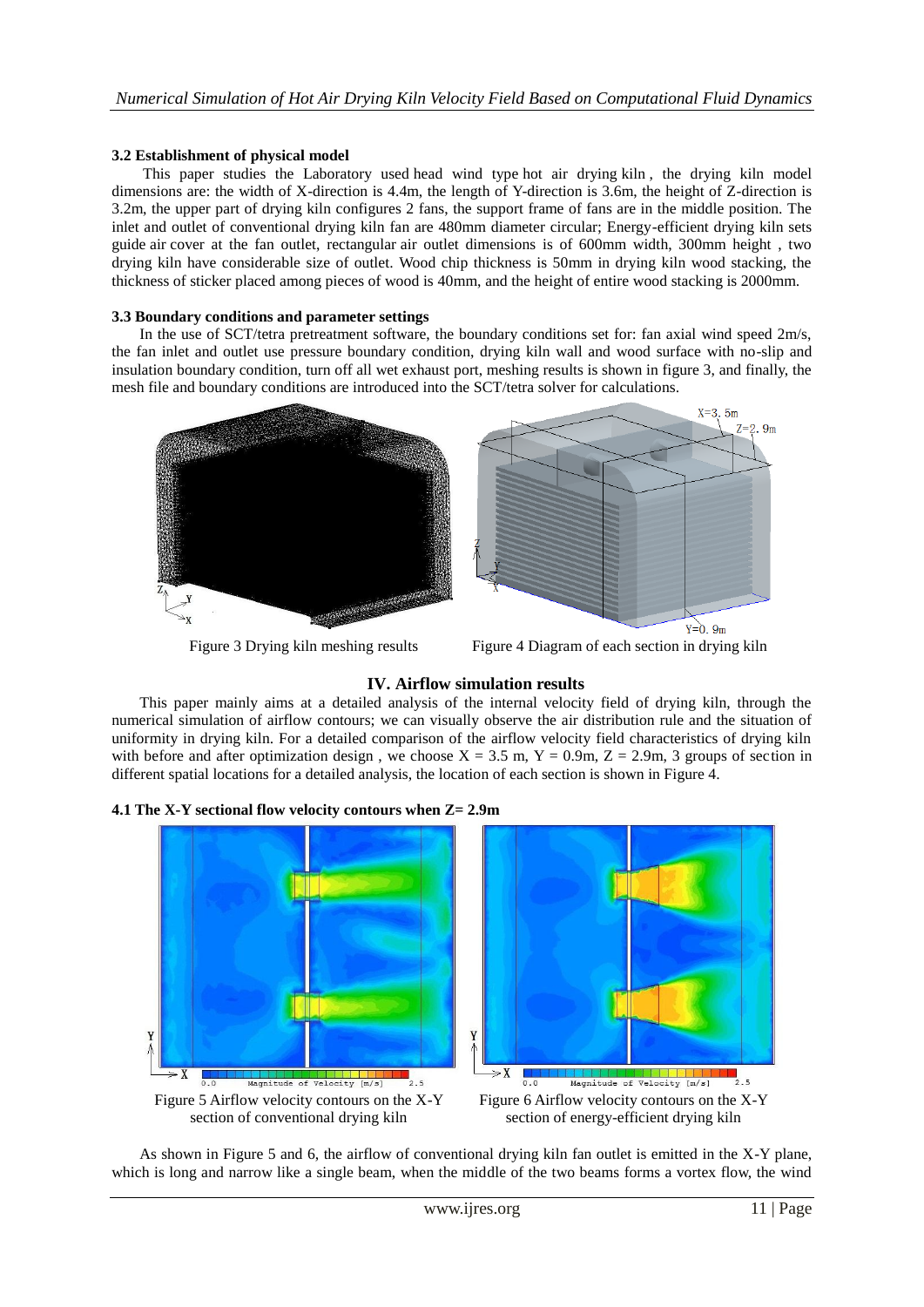### 3.2 Establishment of physical model

This paper studies the Laboratory used head wind type hot air drying kiln , the drying kiln model dimensions are: the width of X-direction is 4.4m, the length of Y-direction is 3.6m, the height of Z-direction is 3.2m, the upper part of drying kiln configures 2 fans, the support frame of fans are in the middle position. The inlet and outlet of conventional drying kiln fan are 480mm diameter circular; Energy-efficient drying kiln sets guide air cover at the fan outlet, rectangular air outlet dimensions is of 600mm width, 300mm height , two drying kiln have considerable size of outlet. Wood chip thickness is 50mm in drying kiln wood stacking, the thickness of sticker placed among pieces of wood is 40mm, and the height of entire wood stacking is 2000mm.

### 3.3 Boundary conditions and parameter settings

In the use of SCT/tetra pretreatment software, the boundary conditions set for: fan axial wind speed 2m/s, the fan inlet and outlet use pressure boundary condition, drying kiln wall and wood surface with no-slip and insulation boundary condition, turn off all wet exhaust port, meshing results is shown in figure 3, and finally, the mesh file and boundary conditions are introduced into the SCT/tetra solver for calculations.

Figure 3 Drying kiln meshing results

Figure 4 Diagram of each section in drying kiln

## IV. Airflow simulation results

This paper mainly aims at a detailed analysis of the internal velocity field of drying kiln, through the numerical simulation of airflow contours; we can visually observe the air distribution rule and the situation of uniformity in drying kiln. For a detailed comparison of the airflow velocity field characteristics of drying kiln with before and after optimization design , we choose X = 3.5 m, Y = 0.9m, Z = 2.9m, 3 groups of section in different spatial locations for a detailed analysis, the location of each section is shown in Figure 4.

### 4.1 The X-Y sectional flow velocity contours when Z= 2.9m

Figure 5 Airflow velocity contours on the X-Y section of conventional drying kiln

Figure 6 Airflow velocity contours on the X-Y section of energy-efficient drying kiln

As shown in Figure 5 and 6, the airflow of conventional drying kiln fan outlet is emitted in the X-Y plane, which is long and narrow like a single beam, when the middle of the two beams forms a vortex flow, the wind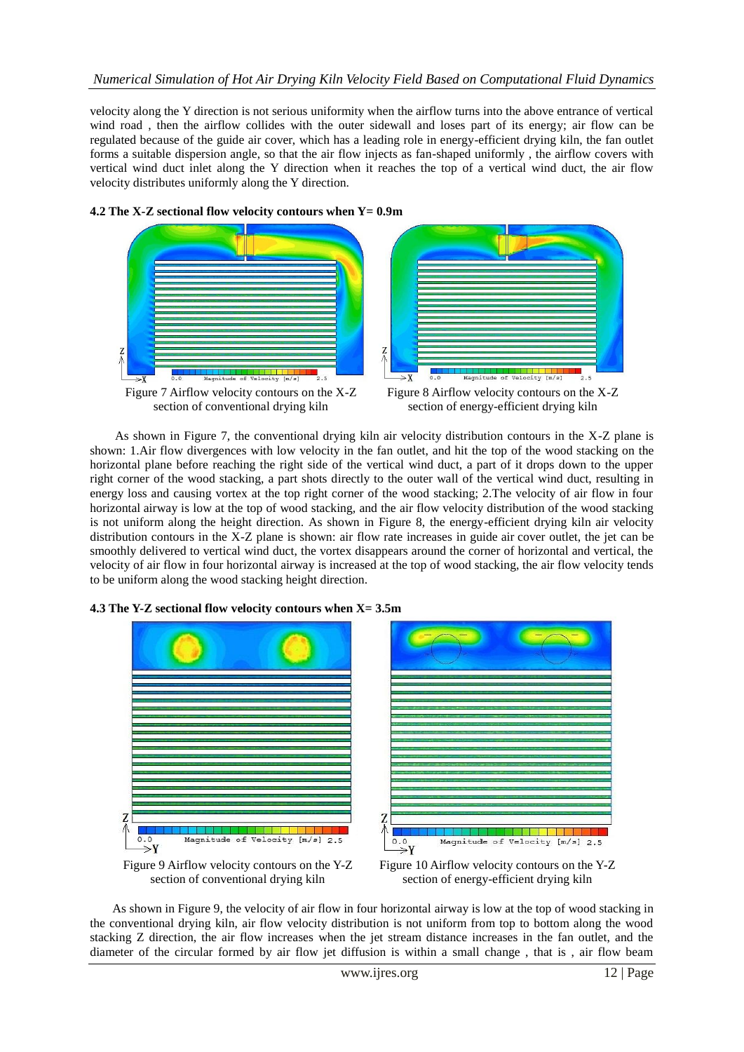velocity along the Y direction is not serious uniformity when the airflow turns into the above entrance of vertical wind road , then the airflow collides with the outer sidewall and loses part of its energy; air flow can be regulated because of the guide air cover, which has a leading role in energy-efficient drying kiln, the fan outlet forms a suitable dispersion angle, so that the air flow injects as fan-shaped uniformly , the airflow covers with vertical wind duct inlet along the Y direction when it reaches the top of a vertical wind duct, the air flow velocity distributes uniformly along the Y direction.

**4.2 The X-Z sectional flow velocity contours when Y= 0.9m**

Figure 7 Airflow velocity contours on the X-Z section of conventional drying kiln

Figure 8 Airflow velocity contours on the X-Z section of energy-efficient drying kiln

As shown in Figure 7, the conventional drying kiln air velocity distribution contours in the X-Z plane is shown: 1.Air flow divergences with low velocity in the fan outlet, and hit the top of the wood stacking on the horizontal plane before reaching the right side of the vertical wind duct, a part of it drops down to the upper right corner of the wood stacking, a part shots directly to the outer wall of the vertical wind duct, resulting in energy loss and causing vortex at the top right corner of the wood stacking; 2.The velocity of air flow in four horizontal airway is low at the top of wood stacking, and the air flow velocity distribution of the wood stacking is not uniform along the height direction. As shown in Figure 8, the energy-efficient drying kiln air velocity distribution contours in the X-Z plane is shown: air flow rate increases in guide air cover outlet, the jet can be smoothly delivered to vertical wind duct, the vortex disappears around the corner of horizontal and vertical, the velocity of air flow in four horizontal airway is increased at the top of wood stacking, the air flow velocity tends to be uniform along the wood stacking height direction.

**4.3 The Y-Z sectional flow velocity contours when X= 3.5m**

Figure 9 Airflow velocity contours on the Y-Z section of conventional drying kiln

Figure 10 Airflow velocity contours on the Y-Z section of energy-efficient drying kiln

As shown in Figure 9, the velocity of air flow in four horizontal airway is low at the top of wood stacking in the conventional drying kiln, air flow velocity distribution is not uniform from top to bottom along the wood stacking Z direction, the air flow increases when the jet stream distance increases in the fan outlet, and the diameter of the circular formed by air flow jet diffusion is within a small change , that is , air flow beam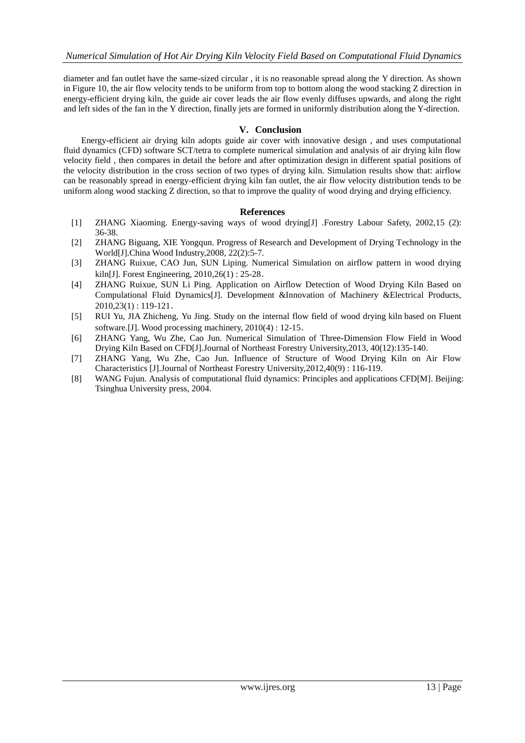diameter and fan outlet have the same-sized circular , it is no reasonable spread along the Y direction. As shown in Figure 10, the air flow velocity tends to be uniform from top to bottom along the wood stacking Z direction in energy-efficient drying kiln, the guide air cover leads the air flow evenly diffuses upwards, and along the right and left sides of the fan in the Y direction, finally jets are formed in uniformly distribution along the Y-direction.

## V. Conclusion

Energy-efficient air drying kiln adopts guide air cover with innovative design , and uses computational fluid dynamics (CFD) software SCT/tetra to complete numerical simulation and analysis of air drying kiln flow velocity field , then compares in detail the before and after optimization design in different spatial positions of the velocity distribution in the cross section of two types of drying kiln. Simulation results show that: airflow can be reasonably spread in energy-efficient drying kiln fan outlet, the air flow velocity distribution tends to be uniform along wood stacking Z direction, so that to improve the quality of wood drying and drying efficiency.

## References

[1] ZHANG Xiaoming. Energy-saving ways of wood drying[J] .Forestry Labour Safety, 2002,15 (2): 36-38.

[2] ZHANG Biguang, XIE Yongqun. Progress of Research and Development of Drying Technology in the World[J].China Wood Industry,2008, 22(2):5-7.

[3] ZHANG Ruixue, CAO Jun, SUN Liping. Numerical Simulation on airflow pattern in wood drying kiln[J]. Forest Engineering, 2010,26(1) : 25-28.

[4] ZHANG Ruixue, SUN Li Ping. Application on Airflow Detection of Wood Drying Kiln Based on Compulational Fluid Dynamics[J]. Development &Innovation of Machinery &Electrical Products, 2010,23(1) : 119-121.

[5] RUI Yu, JIA Zhicheng, Yu Jing. Study on the internal flow field of wood drying kiln based on Fluent software.[J]. Wood processing machinery, 2010(4) : 12-15.

[6] ZHANG Yang, Wu Zhe, Cao Jun. Numerical Simulation of Three-Dimension Flow Field in Wood Drying Kiln Based on CFD[J].Journal of Northeast Forestry University,2013, 40(12):135-140.

[7] ZHANG Yang, Wu Zhe, Cao Jun. Influence of Structure of Wood Drying Kiln on Air Flow Characteristics [J].Journal of Northeast Forestry University,2012,40(9) : 116-119.

[8] WANG Fujun. Analysis of computational fluid dynamics: Principles and applications CFD[M]. Beijing: Tsinghua University press, 2004.